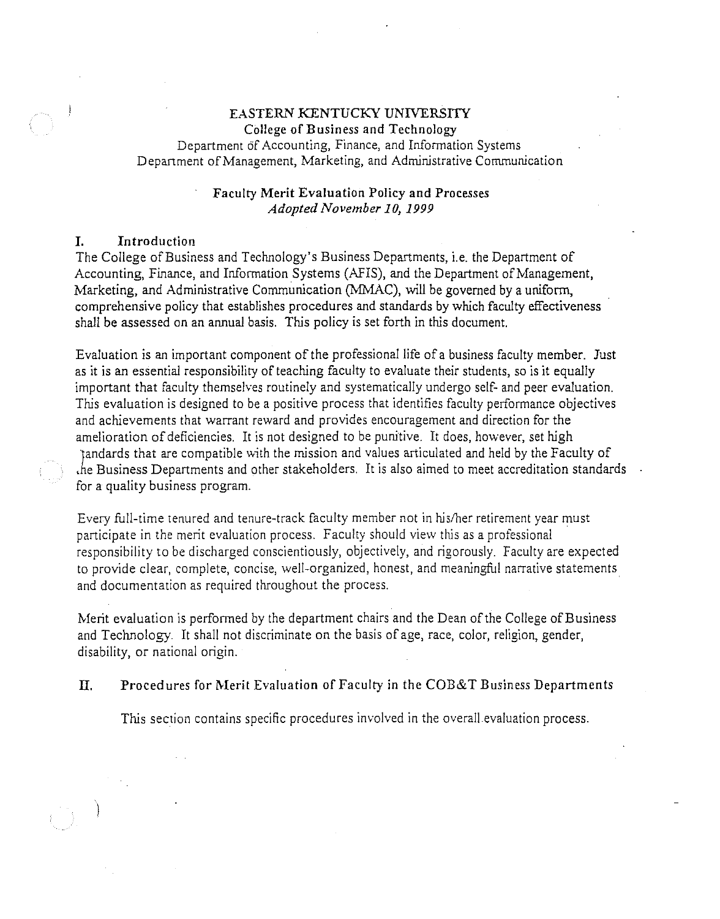# EASTERN KENTUCKY UNIVERSITY

College of Business and Technology

Department of Accounting, Finance, and Information Systems

Department of Management, Marketing, and Administrative Communication

## Faculty Merit Evaluation Policy and Processes

*Adopted November 10, 1999*

## I. Introduction

The College of Business and Technology's Business Departments, i.e. the Department of Accounting, Finance, and Information Systems (AFIS), and the Department of Management, Marketing, and Administrative Communication (MMAC), will be governed by a uniform, comprehensive policy that establishes procedures and standards by which faculty effectiveness shall be assessed on an annual basis. This policy is set forth in this document.

Evaluation is an important component of the professional life of a business faculty member. Just as it is an essential responsibility of teaching faculty to evaluate their students, so is it equally important that faculty themselves routinely and systematically undergo self- and peer evaluation. This evaluation is designed to be a positive process that identifies faculty performance objectives and achievements that warrant reward and provides encouragement and direction for the amelioration of deficiencies. It is not designed to be punitive. It does, however, set high standards that are compatible with the mission and values articulated and held by the Faculty of the Business Departments and other stakeholders. It is also aimed to meet accreditation standards for a quality business program.

Every full-time tenured and tenure-track faculty member not in his/her retirement year must participate in the merit evaluation process. Faculty should view this as a professional responsibility to be discharged conscientiously, objectively, and rigorously. Faculty are expected to provide clear, complete, concise, well-organized, honest, and meaningful narrative statements and documentation as required throughout the process.

Merit evaluation is performed by the department chairs and the Dean of the College of Business and Technology. It shall not discriminate on the basis of age, race, color, religion, gender, disability, or national origin.

## II. Procedures for Merit Evaluation of Faculty in the COB&T Business Departments

This section contains specific procedures involved in the overall evaluation process.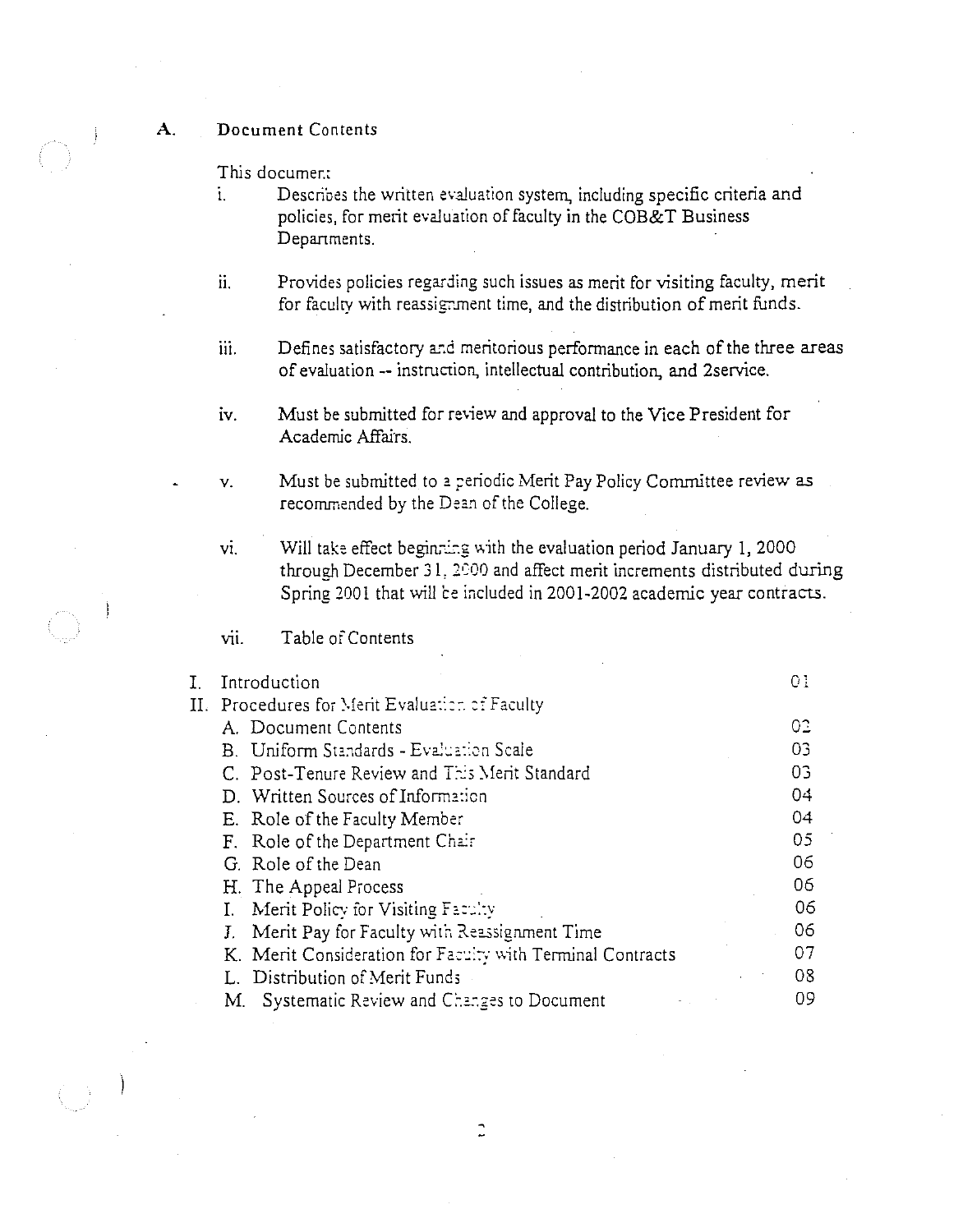## A. Document Contents

This document:

i. Describes the written evaluation system, including specific criteria and policies, for merit evaluation of faculty in the COB&T Business Departments.

ii. Provides policies regarding such issues as merit for visiting faculty, merit for faculty with reassignment time, and the distribution of merit funds.

iii. Defines satisfactory and meritorious performance in each of the three areas of evaluation -- instruction, intellectual contribution, and 2service.

iv. Must be submitted for review and approval to the Vice President for Academic Affairs.

v. Must be submitted to a periodic Merit Pay Policy Committee review as recommended by the Dean of the College.

vi. Will take effect beginning with the evaluation period January 1, 2000 through December 31, 2000 and affect merit increments distributed during Spring 2001 that will be included in 2001-2002 academic year contracts.

vii. Table of Contents

| | |
|---|---|
| I. Introduction | 01 |
| II. Procedures for Merit Evaluation of Faculty | |
| A. Document Contents | 02 |
| B. Uniform Standards - Evaluation Scale | 03 |
| C. Post-Tenure Review and This Merit Standard | 03 |
| D. Written Sources of Information | 04 |
| E. Role of the Faculty Member | 04 |
| F. Role of the Department Chair | 05 |
| G. Role of the Dean | 06 |
| H. The Appeal Process | 06 |
| I. Merit Policy for Visiting Faculty | 06 |
| J. Merit Pay for Faculty with Reassignment Time | 06 |
| K. Merit Consideration for Faculty with Terminal Contracts | 07 |
| L. Distribution of Merit Funds | 08 |
| M. Systematic Review and Changes to Document | 09 |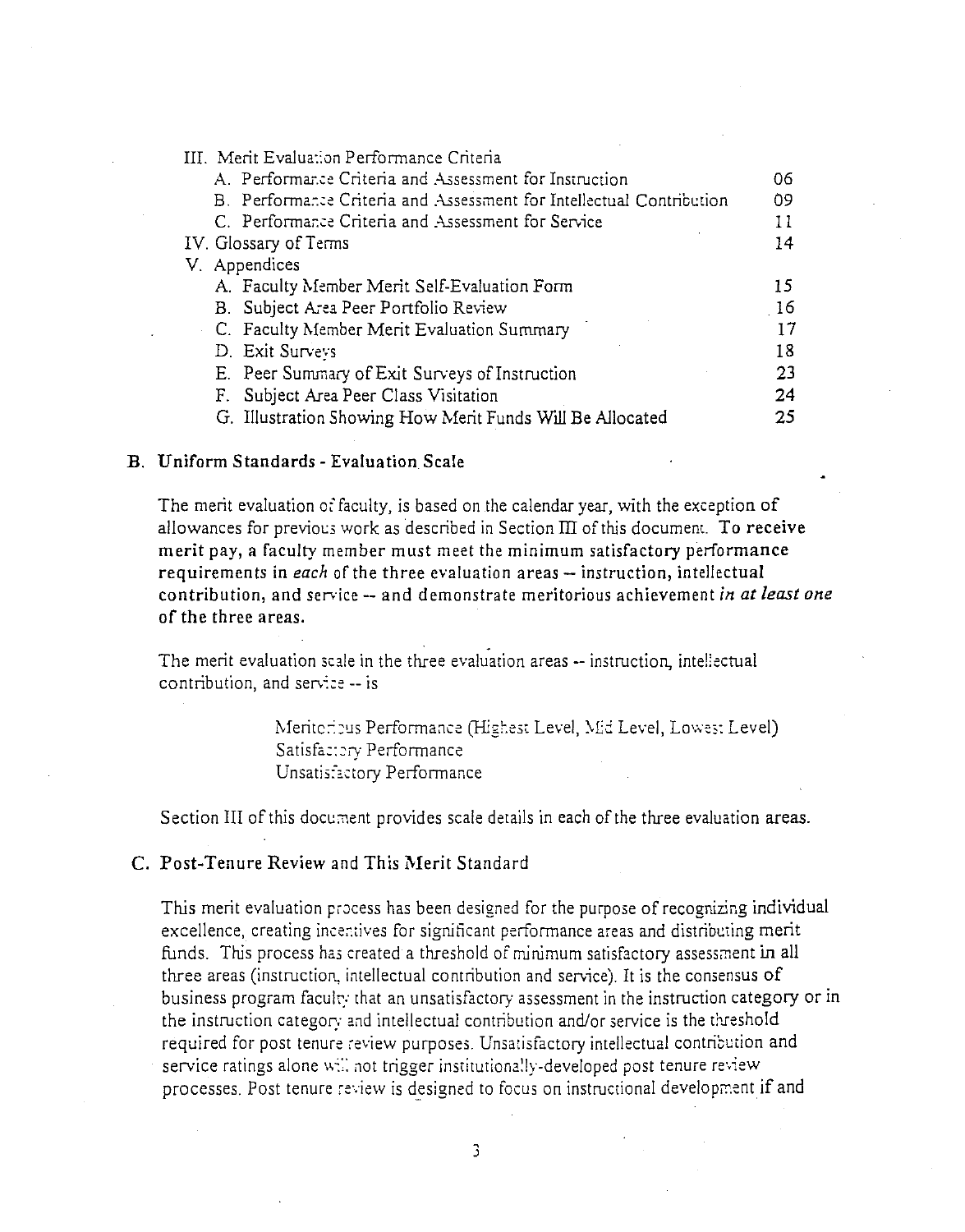III. Merit Evaluation Performance Criteria

| | |
|---|---|
| A. Performance Criteria and Assessment for Instruction | 06 |
| B. Performance Criteria and Assessment for Intellectual Contribution | 09 |
| C. Performance Criteria and Assessment for Service | 11 |
| IV. Glossary of Terms | 14 |
| V. Appendices | |
| A. Faculty Member Merit Self-Evaluation Form | 15 |
| B. Subject Area Peer Portfolio Review | 16 |
| C. Faculty Member Merit Evaluation Summary | 17 |
| D. Exit Surveys | 18 |
| E. Peer Summary of Exit Surveys of Instruction | 23 |
| F. Subject Area Peer Class Visitation | 24 |
| G. Illustration Showing How Merit Funds Will Be Allocated | 25 |

## B. Uniform Standards - Evaluation Scale

The merit evaluation of faculty, is based on the calendar year, with the exception of allowances for previous work as described in Section III of this document. **To receive merit pay, a faculty member must meet the minimum satisfactory performance requirements in *each* of the three evaluation areas -- instruction, intellectual contribution, and service -- and demonstrate meritorious achievement *in at least one* of the three areas.**

The merit evaluation scale in the three evaluation areas -- instruction, intellectual contribution, and service -- is

> Meritorious Performance (Highest Level, Mid Level, Lowest Level)
> Satisfactory Performance
> Unsatisfactory Performance

Section III of this document provides scale details in each of the three evaluation areas.

## C. Post-Tenure Review and This Merit Standard

This merit evaluation process has been designed for the purpose of recognizing individual excellence, creating incentives for significant performance areas and distributing merit funds. This process has created a threshold of minimum satisfactory assessment in all three areas (instruction, intellectual contribution and service). It is the consensus of business program faculty that an unsatisfactory assessment in the instruction category or in the instruction category and intellectual contribution and/or service is the threshold required for post tenure review purposes. Unsatisfactory intellectual contribution and service ratings alone will not trigger institutionally-developed post tenure review processes. Post tenure review is designed to focus on instructional development if and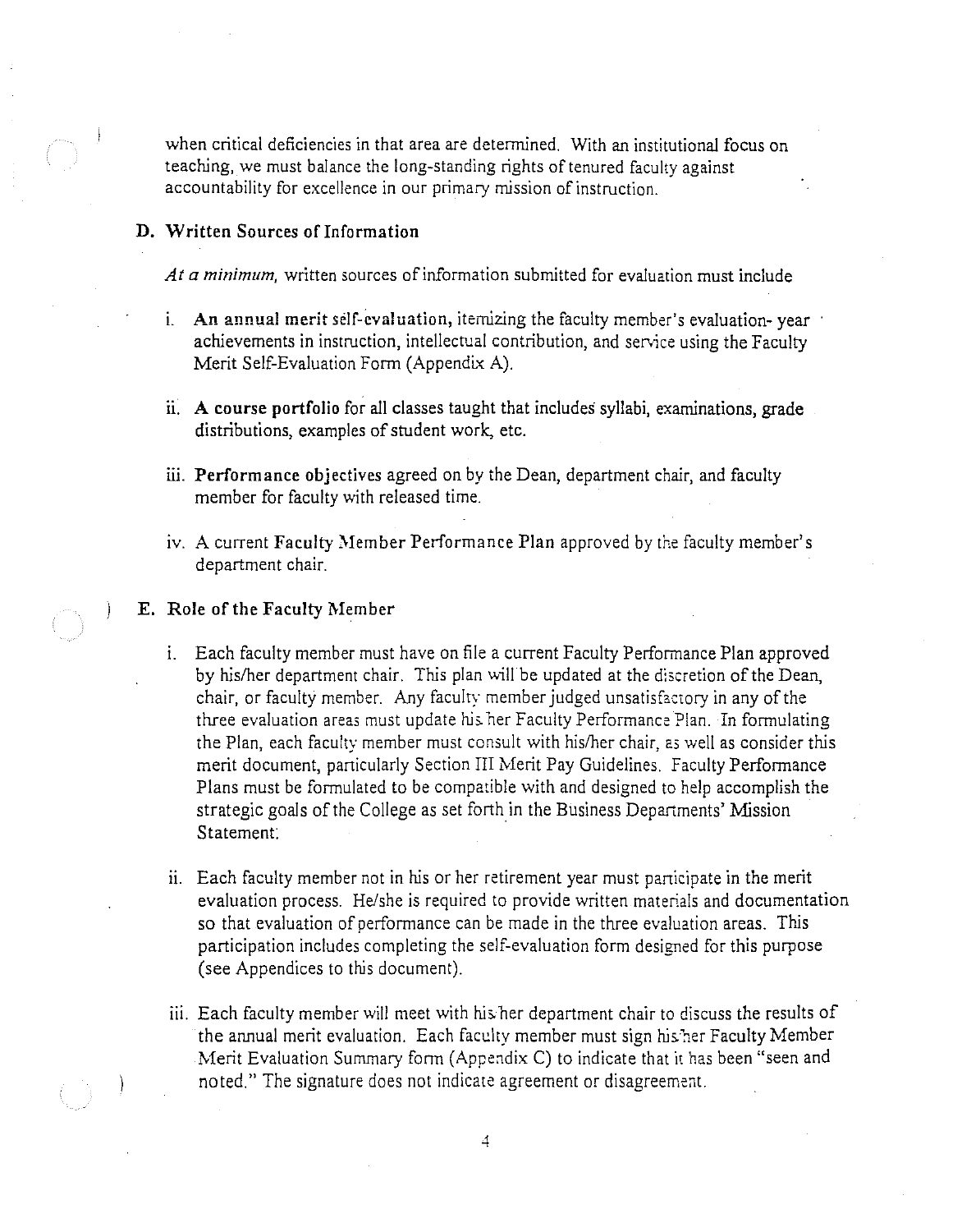when critical deficiencies in that area are determined. With an institutional focus on teaching, we must balance the long-standing rights of tenured faculty against accountability for excellence in our primary mission of instruction.

### D. Written Sources of Information

*At a minimum,* written sources of information submitted for evaluation must include

i. **An annual merit self-evaluation,** itemizing the faculty member's evaluation- year achievements in instruction, intellectual contribution, and service using the Faculty Merit Self-Evaluation Form (Appendix A).

ii. **A course portfolio** for all classes taught that includes syllabi, examinations, grade distributions, examples of student work, etc.

iii. **Performance objectives** agreed on by the Dean, department chair, and faculty member for faculty with released time.

iv. A current **Faculty Member Performance Plan** approved by the faculty member's department chair.

### E. Role of the Faculty Member

i. Each faculty member must have on file a current Faculty Performance Plan approved by his/her department chair. This plan will be updated at the discretion of the Dean, chair, or faculty member. Any faculty member judged unsatisfactory in any of the three evaluation areas must update his/her Faculty Performance Plan. In formulating the Plan, each faculty member must consult with his/her chair, as well as consider this merit document, particularly Section III Merit Pay Guidelines. Faculty Performance Plans must be formulated to be compatible with and designed to help accomplish the strategic goals of the College as set forth in the Business Departments' Mission Statement.

ii. Each faculty member not in his or her retirement year must participate in the merit evaluation process. He/she is required to provide written materials and documentation so that evaluation of performance can be made in the three evaluation areas. This participation includes completing the self-evaluation form designed for this purpose (see Appendices to this document).

iii. Each faculty member will meet with his/her department chair to discuss the results of the annual merit evaluation. Each faculty member must sign his/her Faculty Member Merit Evaluation Summary form (Appendix C) to indicate that it has been "seen and noted." The signature does not indicate agreement or disagreement.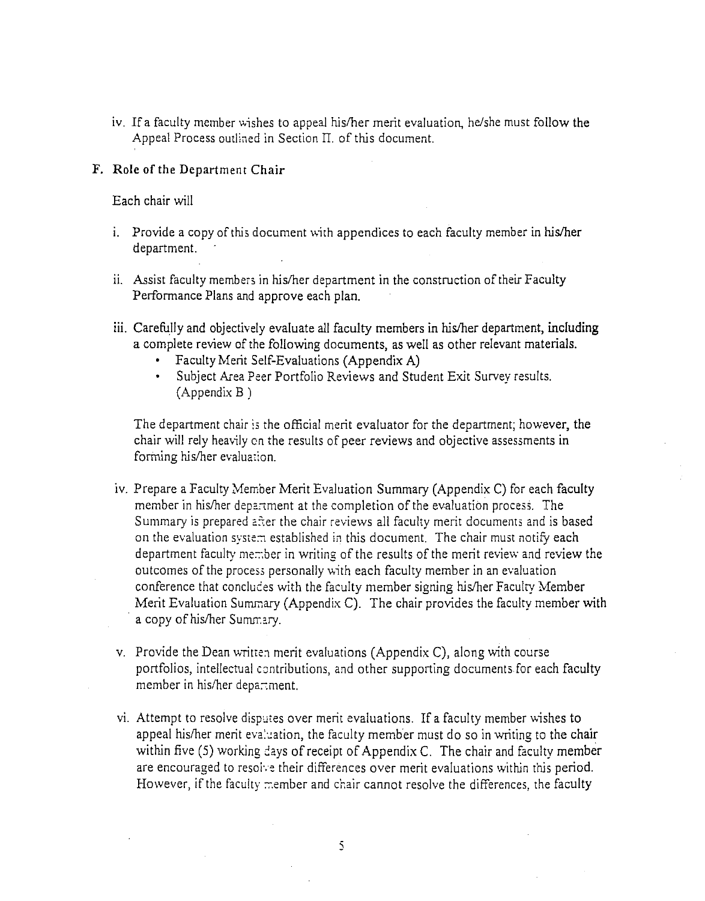iv. If a faculty member wishes to appeal his/her merit evaluation, he/she must follow the Appeal Process outlined in Section II. of this document.

## F. Role of the Department Chair

Each chair will

i. Provide a copy of this document with appendices to each faculty member in his/her department.

ii. Assist faculty members in his/her department in the construction of their Faculty Performance Plans and approve each plan.

iii. Carefully and objectively evaluate all faculty members in his/her department, including a complete review of the following documents, as well as other relevant materials.
   - Faculty Merit Self-Evaluations (Appendix A)
   - Subject Area Peer Portfolio Reviews and Student Exit Survey results. (Appendix B )

   The department chair is the official merit evaluator for the department; however, the chair will rely heavily on the results of peer reviews and objective assessments in forming his/her evaluation.

iv. Prepare a Faculty Member Merit Evaluation Summary (Appendix C) for each faculty member in his/her department at the completion of the evaluation process. The Summary is prepared after the chair reviews all faculty merit documents and is based on the evaluation system established in this document. The chair must notify each department faculty member in writing of the results of the merit review and review the outcomes of the process personally with each faculty member in an evaluation conference that concludes with the faculty member signing his/her Faculty Member Merit Evaluation Summary (Appendix C). The chair provides the faculty member with a copy of his/her Summary.

v. Provide the Dean written merit evaluations (Appendix C), along with course portfolios, intellectual contributions, and other supporting documents for each faculty member in his/her department.

vi. Attempt to resolve disputes over merit evaluations. If a faculty member wishes to appeal his/her merit evaluation, the faculty member must do so in writing to the chair within five (5) working days of receipt of Appendix C. The chair and faculty member are encouraged to resolve their differences over merit evaluations within this period. However, if the faculty member and chair cannot resolve the differences, the faculty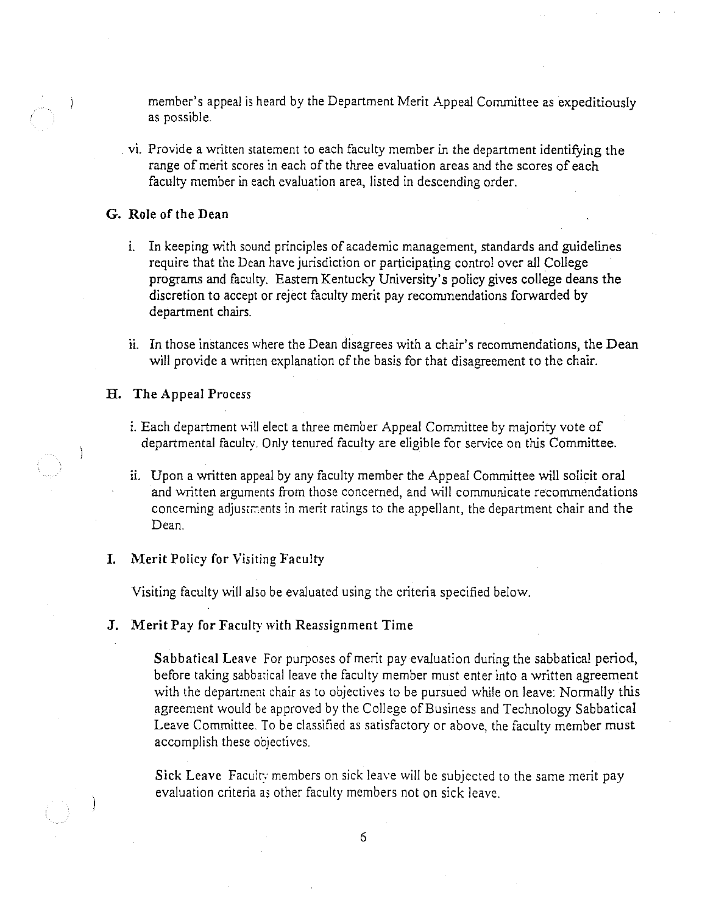member's appeal is heard by the Department Merit Appeal Committee as expeditiously as possible.

vi. Provide a written statement to each faculty member in the department identifying the range of merit scores in each of the three evaluation areas and the scores of each faculty member in each evaluation area, listed in descending order.

### G. Role of the Dean

i. In keeping with sound principles of academic management, standards and guidelines require that the Dean have jurisdiction or participating control over all College programs and faculty. Eastern Kentucky University's policy gives college deans the discretion to accept or reject faculty merit pay recommendations forwarded by department chairs.

ii. In those instances where the Dean disagrees with a chair's recommendations, the Dean will provide a written explanation of the basis for that disagreement to the chair.

### H. The Appeal Process

i. Each department will elect a three member Appeal Committee by majority vote of departmental faculty. Only tenured faculty are eligible for service on this Committee.

ii. Upon a written appeal by any faculty member the Appeal Committee will solicit oral and written arguments from those concerned, and will communicate recommendations concerning adjustments in merit ratings to the appellant, the department chair and the Dean.

### I. Merit Policy for Visiting Faculty

Visiting faculty will also be evaluated using the criteria specified below.

### J. Merit Pay for Faculty with Reassignment Time

**Sabbatical Leave** For purposes of merit pay evaluation during the sabbatical period, before taking sabbatical leave the faculty member must enter into a written agreement with the department chair as to objectives to be pursued while on leave. Normally this agreement would be approved by the College of Business and Technology Sabbatical Leave Committee. To be classified as satisfactory or above, the faculty member must accomplish these objectives.

**Sick Leave** Faculty members on sick leave will be subjected to the same merit pay evaluation criteria as other faculty members not on sick leave.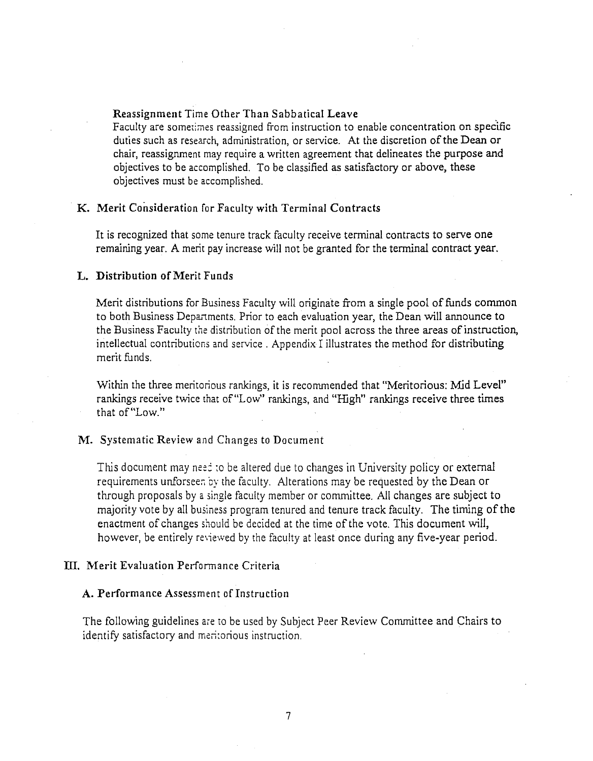**Reassignment Time Other Than Sabbatical Leave**

Faculty are sometimes reassigned from instruction to enable concentration on specific duties such as research, administration, or service. At the discretion of the Dean or chair, reassignment may require a written agreement that delineates the purpose and objectives to be accomplished. To be classified as satisfactory or above, these objectives must be accomplished.

## K. Merit Consideration for Faculty with Terminal Contracts

It is recognized that some tenure track faculty receive terminal contracts to serve one remaining year. A merit pay increase will not be granted for the terminal contract year.

## L. Distribution of Merit Funds

Merit distributions for Business Faculty will originate from a single pool of funds common to both Business Departments. Prior to each evaluation year, the Dean will announce to the Business Faculty the distribution of the merit pool across the three areas of instruction, intellectual contributions and service . Appendix I illustrates the method for distributing merit funds.

Within the three meritorious rankings, it is recommended that "Meritorious: Mid Level" rankings receive twice that of "Low" rankings, and "High" rankings receive three times that of "Low."

## M. Systematic Review and Changes to Document

This document may need to be altered due to changes in University policy or external requirements unforseen by the faculty. Alterations may be requested by the Dean or through proposals by a single faculty member or committee. All changes are subject to majority vote by all business program tenured and tenure track faculty. The timing of the enactment of changes should be decided at the time of the vote. This document will, however, be entirely reviewed by the faculty at least once during any five-year period.

# III. Merit Evaluation Performance Criteria

## A. Performance Assessment of Instruction

The following guidelines are to be used by Subject Peer Review Committee and Chairs to identify satisfactory and meritorious instruction.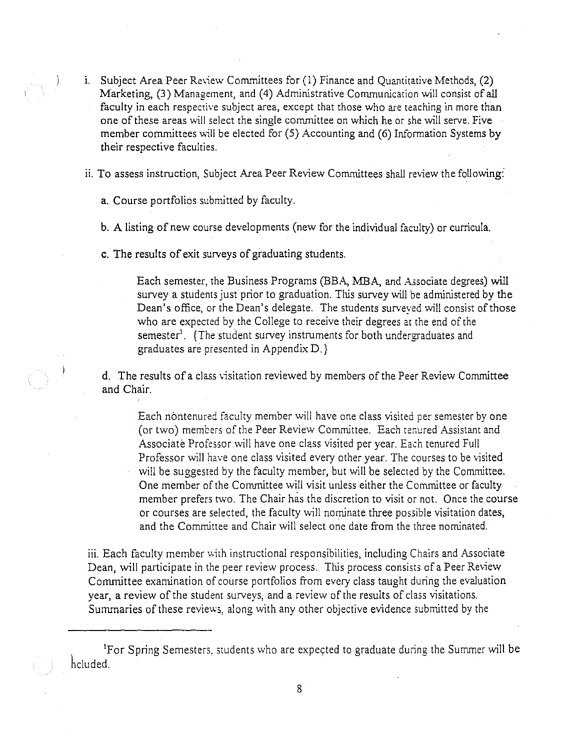i. Subject Area Peer Review Committees for (1) Finance and Quantitative Methods, (2) Marketing, (3) Management, and (4) Administrative Communication will consist of all faculty in each respective subject area, except that those who are teaching in more than one of these areas will select the single committee on which he or she will serve. Five member committees will be elected for (5) Accounting and (6) Information Systems by their respective faculties.

ii. To assess instruction, Subject Area Peer Review Committees shall review the following:

a. Course portfolios submitted by faculty.

b. A listing of new course developments (new for the individual faculty) or curricula.

c. The results of exit surveys of graduating students.

> Each semester, the Business Programs (BBA, MBA, and Associate degrees) will survey a students just prior to graduation. This survey will be administered by the Dean's office, or the Dean's delegate. The students surveyed will consist of those who are expected by the College to receive their degrees at the end of the semester[1]. (The student survey instruments for both undergraduates and graduates are presented in Appendix D.)

d. The results of a class visitation reviewed by members of the Peer Review Committee and Chair.

> Each nontenured faculty member will have one class visited per semester by one (or two) members of the Peer Review Committee. Each tenured Assistant and Associate Professor will have one class visited per year. Each tenured Full Professor will have one class visited every other year. The courses to be visited will be suggested by the faculty member, but will be selected by the Committee. One member of the Committee will visit unless either the Committee or faculty member prefers two. The Chair has the discretion to visit or not. Once the course or courses are selected, the faculty will nominate three possible visitation dates, and the Committee and Chair will select one date from the three nominated.

iii. Each faculty member with instructional responsibilities, including Chairs and Associate Dean, will participate in the peer review process. This process consists of a Peer Review Committee examination of course portfolios from every class taught during the evaluation year, a review of the student surveys, and a review of the results of class visitations. Summaries of these reviews, along with any other objective evidence submitted by the

---

[1]For Spring Semesters, students who are expected to graduate during the Summer will be included.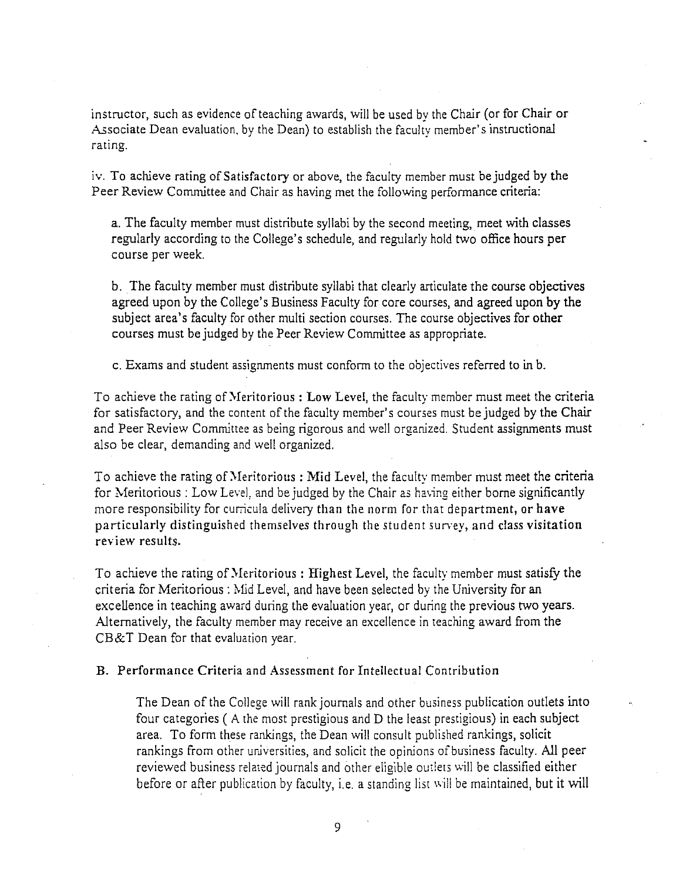instructor, such as evidence of teaching awards, will be used by the Chair (or for Chair or Associate Dean evaluation, by the Dean) to establish the faculty member's instructional rating.

iv. To achieve rating of Satisfactory or above, the faculty member must be judged by the Peer Review Committee and Chair as having met the following performance criteria:

a. The faculty member must distribute syllabi by the second meeting, meet with classes regularly according to the College's schedule, and regularly hold two office hours per course per week.

b. The faculty member must distribute syllabi that clearly articulate the course objectives agreed upon by the College's Business Faculty for core courses, and agreed upon by the subject area's faculty for other multi section courses. The course objectives for other courses must be judged by the Peer Review Committee as appropriate.

c. Exams and student assignments must conform to the objectives referred to in b.

To achieve the rating of Meritorious : **Low Level**, the faculty member must meet the criteria for satisfactory, and the content of the faculty member's courses must be judged by the Chair and Peer Review Committee as being rigorous and well organized. Student assignments must also be clear, demanding and well organized.

To achieve the rating of Meritorious : **Mid Level**, the faculty member must meet the criteria for Meritorious : Low Level, and be judged by the Chair as having either borne significantly more responsibility for curricula delivery than the norm for that department, or have particularly distinguished themselves through the student survey, and class visitation review results.

To achieve the rating of Meritorious : **Highest Level**, the faculty member must satisfy the criteria for Meritorious : Mid Level, and have been selected by the University for an excellence in teaching award during the evaluation year, or during the previous two years. Alternatively, the faculty member may receive an excellence in teaching award from the CB&T Dean for that evaluation year.

### B. Performance Criteria and Assessment for Intellectual Contribution

The Dean of the College will rank journals and other business publication outlets into four categories ( A the most prestigious and D the least prestigious) in each subject area. To form these rankings, the Dean will consult published rankings, solicit rankings from other universities, and solicit the opinions of business faculty. All peer reviewed business related journals and other eligible outlets will be classified either before or after publication by faculty, i.e. a standing list will be maintained, but it will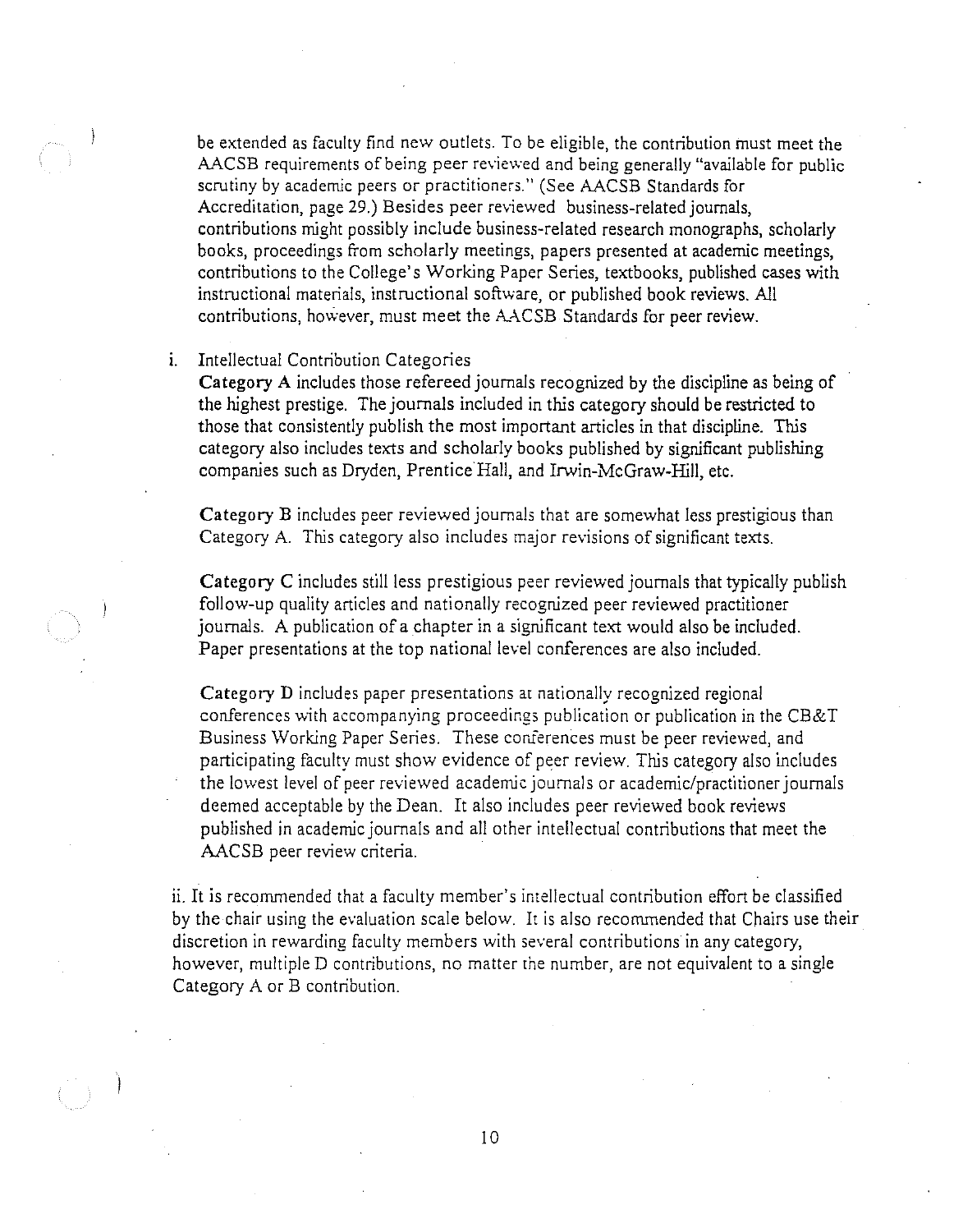be extended as faculty find new outlets. To be eligible, the contribution must meet the AACSB requirements of being peer reviewed and being generally "available for public scrutiny by academic peers or practitioners." (See AACSB Standards for Accreditation, page 29.) Besides peer reviewed business-related journals, contributions might possibly include business-related research monographs, scholarly books, proceedings from scholarly meetings, papers presented at academic meetings, contributions to the College's Working Paper Series, textbooks, published cases with instructional materials, instructional software, or published book reviews. All contributions, however, must meet the AACSB Standards for peer review.

i. Intellectual Contribution Categories

**Category A** includes those refereed journals recognized by the discipline as being of the highest prestige. The journals included in this category should be restricted to those that consistently publish the most important articles in that discipline. This category also includes texts and scholarly books published by significant publishing companies such as Dryden, Prentice Hall, and Irwin-McGraw-Hill, etc.

**Category B** includes peer reviewed journals that are somewhat less prestigious than Category A. This category also includes major revisions of significant texts.

**Category C** includes still less prestigious peer reviewed journals that typically publish follow-up quality articles and nationally recognized peer reviewed practitioner journals. A publication of a chapter in a significant text would also be included. Paper presentations at the top national level conferences are also included.

**Category D** includes paper presentations at nationally recognized regional conferences with accompanying proceedings publication or publication in the CB&T Business Working Paper Series. These conferences must be peer reviewed, and participating faculty must show evidence of peer review. This category also includes the lowest level of peer reviewed academic journals or academic/practitioner journals deemed acceptable by the Dean. It also includes peer reviewed book reviews published in academic journals and all other intellectual contributions that meet the AACSB peer review criteria.

ii. It is recommended that a faculty member's intellectual contribution effort be classified by the chair using the evaluation scale below. It is also recommended that Chairs use their discretion in rewarding faculty members with several contributions in any category, however, multiple D contributions, no matter the number, are not equivalent to a single Category A or B contribution.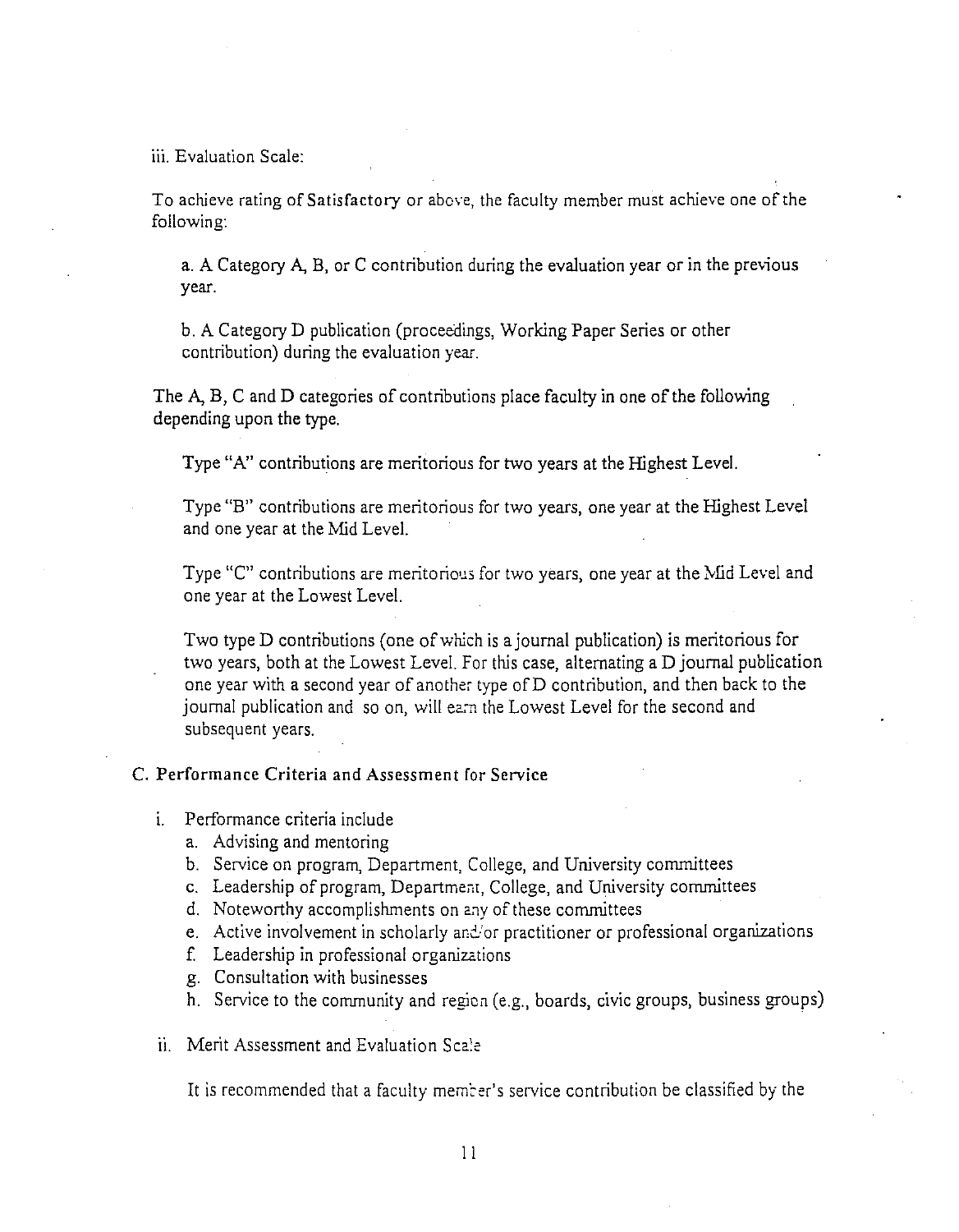iii. Evaluation Scale:

To achieve rating of Satisfactory or above, the faculty member must achieve one of the following:

a. A Category A, B, or C contribution during the evaluation year or in the previous year.

b. A Category D publication (proceedings, Working Paper Series or other contribution) during the evaluation year.

The A, B, C and D categories of contributions place faculty in one of the following depending upon the type.

Type "A" contributions are meritorious for two years at the Highest Level.

Type "B" contributions are meritorious for two years, one year at the Highest Level and one year at the Mid Level.

Type "C" contributions are meritorious for two years, one year at the Mid Level and one year at the Lowest Level.

Two type D contributions (one of which is a journal publication) is meritorious for two years, both at the Lowest Level. For this case, alternating a D journal publication one year with a second year of another type of D contribution, and then back to the journal publication and so on, will earn the Lowest Level for the second and subsequent years.

### C. Performance Criteria and Assessment for Service

i. Performance criteria include
   a. Advising and mentoring
   b. Service on program, Department, College, and University committees
   c. Leadership of program, Department, College, and University committees
   d. Noteworthy accomplishments on any of these committees
   e. Active involvement in scholarly and/or practitioner or professional organizations
   f. Leadership in professional organizations
   g. Consultation with businesses
   h. Service to the community and region (e.g., boards, civic groups, business groups)

ii. Merit Assessment and Evaluation Scale

It is recommended that a faculty member's service contribution be classified by the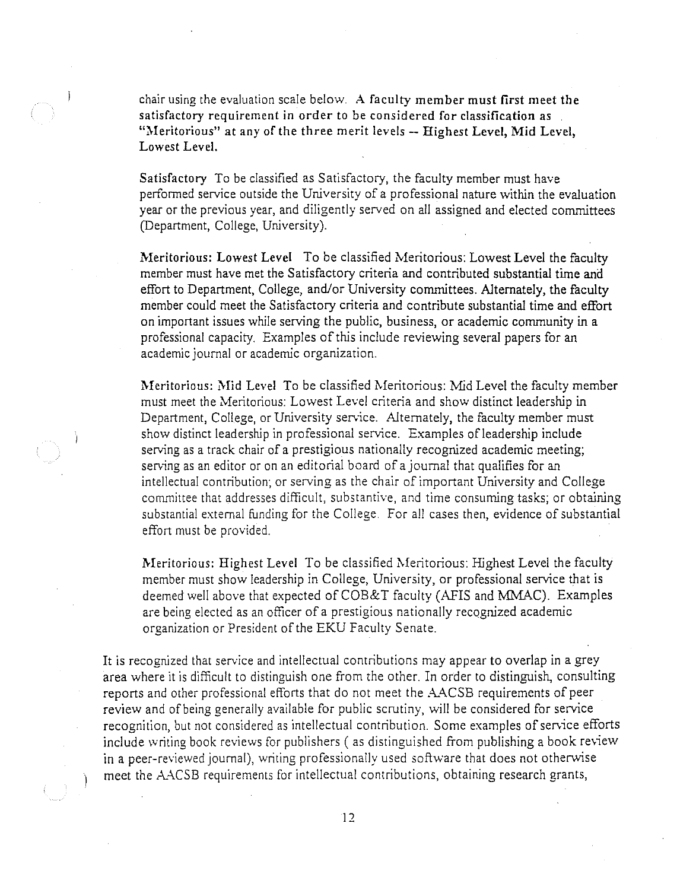chair using the evaluation scale below. **A faculty member must first meet the satisfactory requirement in order to be considered for classification as "Meritorious" at any of the three merit levels -- Highest Level, Mid Level, Lowest Level.**

**Satisfactory** To be classified as Satisfactory, the faculty member must have performed service outside the University of a professional nature within the evaluation year or the previous year, and diligently served on all assigned and elected committees (Department, College, University).

**Meritorious: Lowest Level** To be classified Meritorious: Lowest Level the faculty member must have met the Satisfactory criteria and contributed substantial time and effort to Department, College, and/or University committees. Alternately, the faculty member could meet the Satisfactory criteria and contribute substantial time and effort on important issues while serving the public, business, or academic community in a professional capacity. Examples of this include reviewing several papers for an academic journal or academic organization.

**Meritorious: Mid Level** To be classified Meritorious: Mid Level the faculty member must meet the Meritorious: Lowest Level criteria and show distinct leadership in Department, College, or University service. Alternately, the faculty member must show distinct leadership in professional service. Examples of leadership include serving as a track chair of a prestigious nationally recognized academic meeting; serving as an editor or on an editorial board of a journal that qualifies for an intellectual contribution; or serving as the chair of important University and College committee that addresses difficult, substantive, and time consuming tasks; or obtaining substantial external funding for the College. For all cases then, evidence of substantial effort must be provided.

**Meritorious: Highest Level** To be classified Meritorious: Highest Level the faculty member must show leadership in College, University, or professional service that is deemed well above that expected of COB&T faculty (AFIS and MMAC). Examples are being elected as an officer of a prestigious nationally recognized academic organization or President of the EKU Faculty Senate.

It is recognized that service and intellectual contributions may appear to overlap in a grey area where it is difficult to distinguish one from the other. In order to distinguish, consulting reports and other professional efforts that do not meet the AACSB requirements of peer review and of being generally available for public scrutiny, will be considered for service recognition, but not considered as intellectual contribution. Some examples of service efforts include writing book reviews for publishers ( as distinguished from publishing a book review in a peer-reviewed journal), writing professionally used software that does not otherwise meet the AACSB requirements for intellectual contributions, obtaining research grants,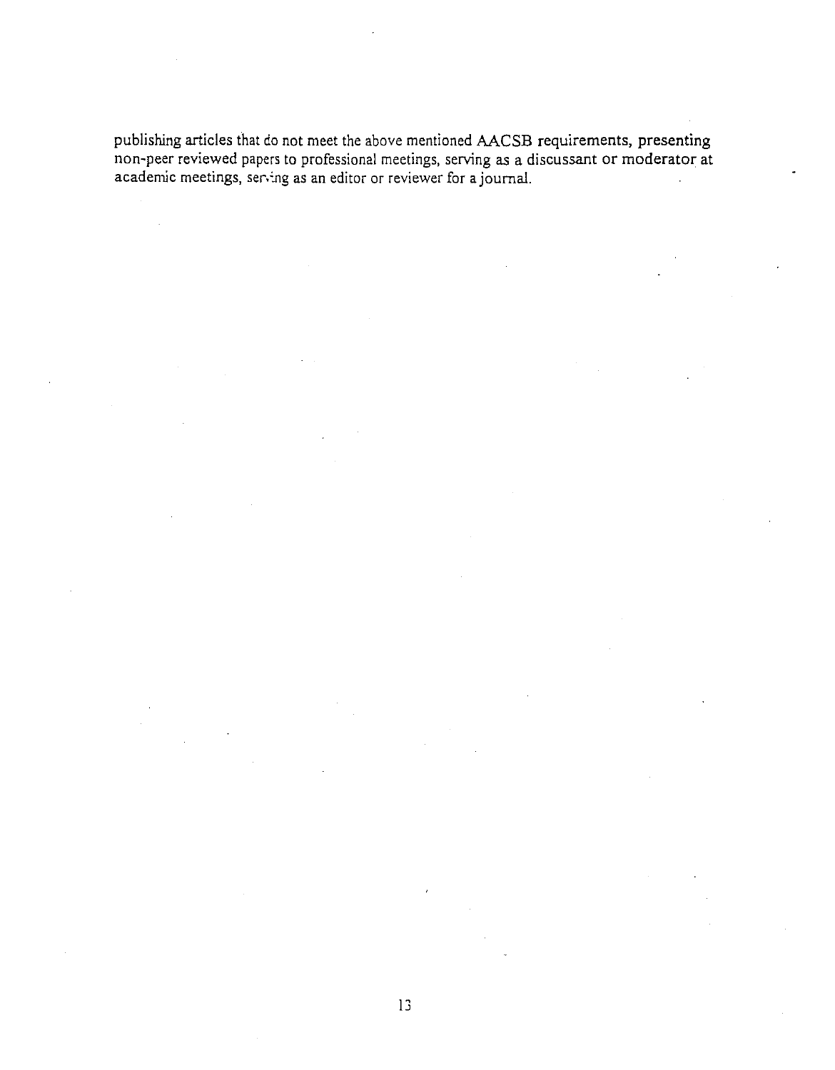publishing articles that do not meet the above mentioned AACSB requirements, presenting non-peer reviewed papers to professional meetings, serving as a discussant or moderator at academic meetings, serving as an editor or reviewer for a journal.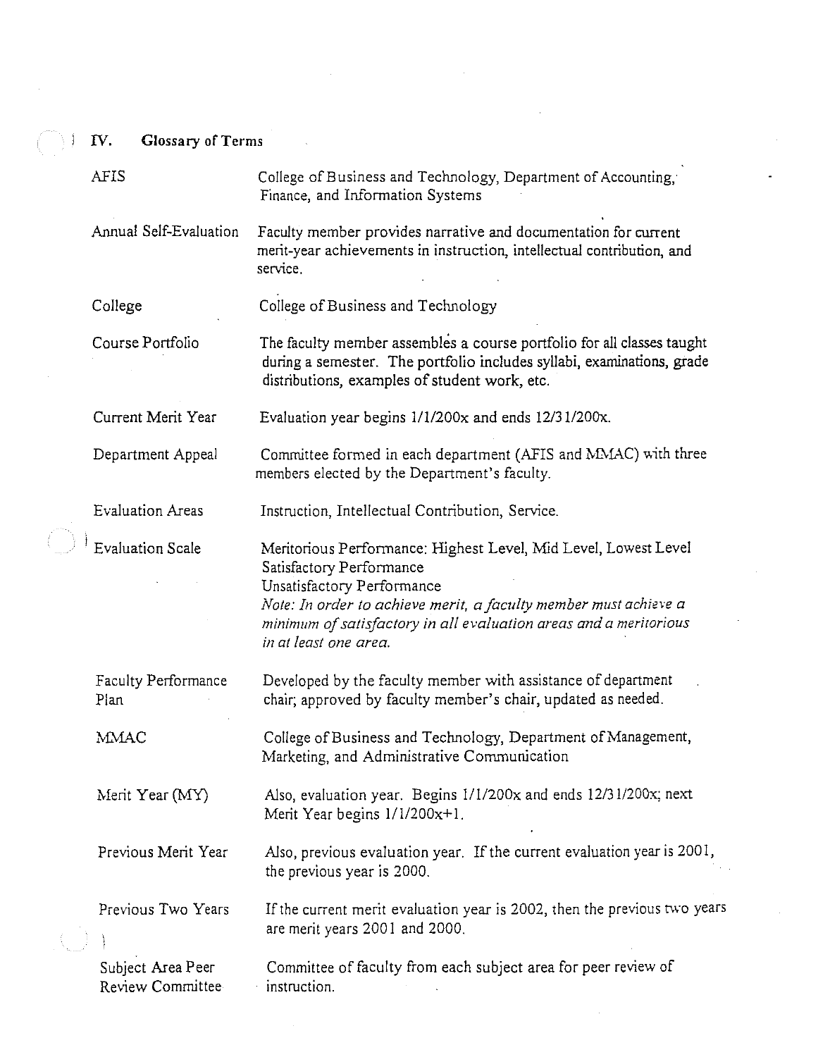## IV. Glossary of Terms

| Term | Definition |
|---|---|
| AFIS | College of Business and Technology, Department of Accounting, Finance, and Information Systems |
| Annual Self-Evaluation | Faculty member provides narrative and documentation for current merit-year achievements in instruction, intellectual contribution, and service. |
| College | College of Business and Technology |
| Course Portfolio | The faculty member assembles a course portfolio for all classes taught during a semester. The portfolio includes syllabi, examinations, grade distributions, examples of student work, etc. |
| Current Merit Year | Evaluation year begins 1/1/200x and ends 12/31/200x. |
| Department Appeal | Committee formed in each department (AFIS and MMAC) with three members elected by the Department's faculty. |
| Evaluation Areas | Instruction, Intellectual Contribution, Service. |
| Evaluation Scale | Meritorious Performance: Highest Level, Mid Level, Lowest Level<br>Satisfactory Performance<br>Unsatisfactory Performance<br>*Note: In order to achieve merit, a faculty member must achieve a minimum of satisfactory in all evaluation areas and a meritorious in at least one area.* |
| Faculty Performance Plan | Developed by the faculty member with assistance of department chair; approved by faculty member's chair, updated as needed. |
| MMAC | College of Business and Technology, Department of Management, Marketing, and Administrative Communication |
| Merit Year (MY) | Also, evaluation year. Begins 1/1/200x and ends 12/31/200x; next Merit Year begins 1/1/200x+1. |
| Previous Merit Year | Also, previous evaluation year. If the current evaluation year is 2001, the previous year is 2000. |
| Previous Two Years | If the current merit evaluation year is 2002, then the previous two years are merit years 2001 and 2000. |
| Subject Area Peer Review Committee | Committee of faculty from each subject area for peer review of instruction. |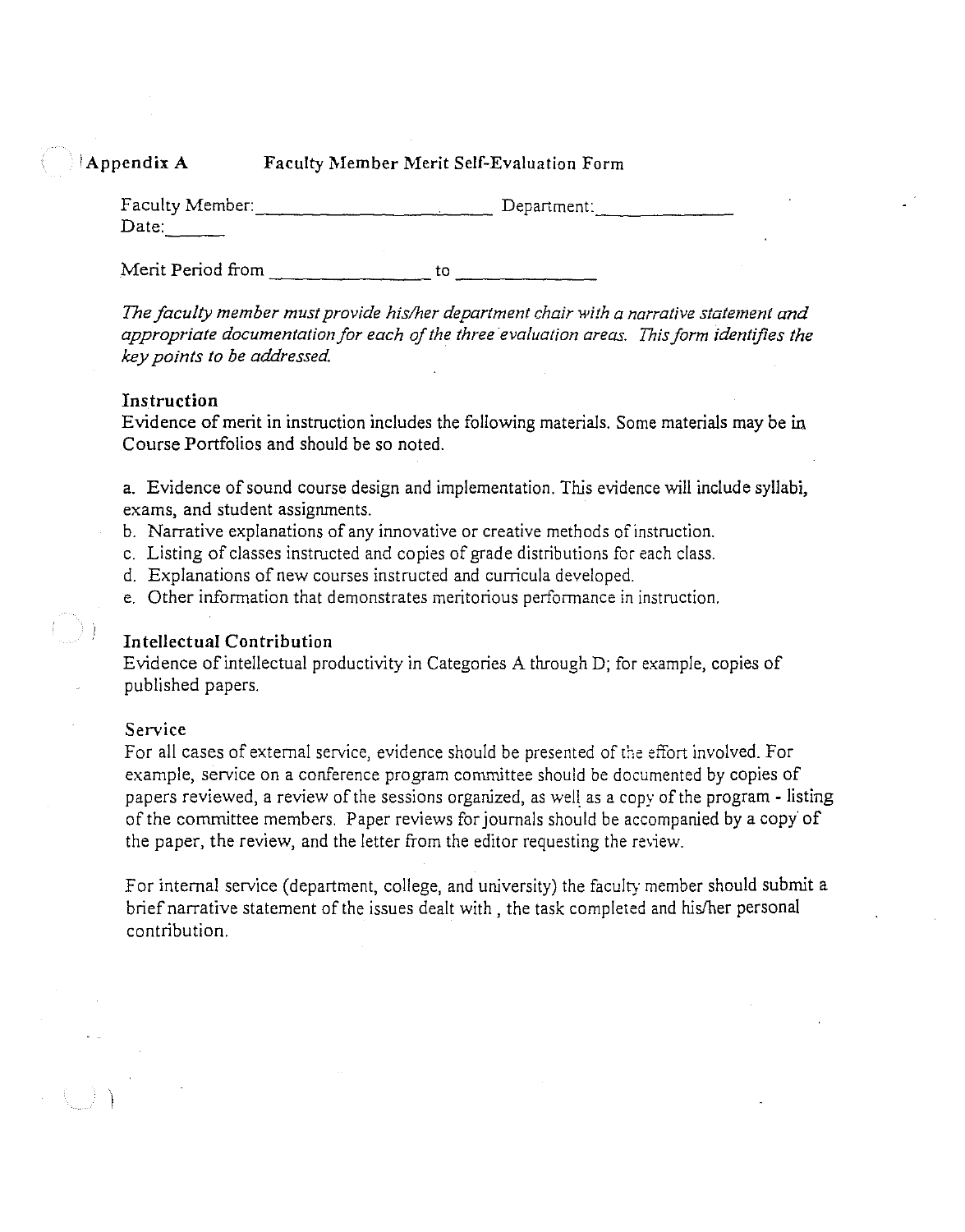## Appendix A    Faculty Member Merit Self-Evaluation Form

Faculty Member:\_\_\_\_\_\_\_\_\_\_\_\_\_\_\_\_\_\_\_\_\_\_\_\_ Department:\_\_\_\_\_\_\_\_\_\_\_\_\_\_
Date:\_\_\_\_\_\_

Merit Period from \_\_\_\_\_\_\_\_\_\_\_\_\_\_\_\_ to \_\_\_\_\_\_\_\_\_\_\_\_\_\_

*The faculty member must provide his/her department chair with a narrative statement and appropriate documentation for each of the three evaluation areas. This form identifies the key points to be addressed.*

### Instruction

Evidence of merit in instruction includes the following materials. Some materials may be in Course Portfolios and should be so noted.

a. Evidence of sound course design and implementation. This evidence will include syllabi, exams, and student assignments.
b. Narrative explanations of any innovative or creative methods of instruction.
c. Listing of classes instructed and copies of grade distributions for each class.
d. Explanations of new courses instructed and curricula developed.
e. Other information that demonstrates meritorious performance in instruction.

### Intellectual Contribution

Evidence of intellectual productivity in Categories A through D; for example, copies of published papers.

### Service

For all cases of external service, evidence should be presented of the effort involved. For example, service on a conference program committee should be documented by copies of papers reviewed, a review of the sessions organized, as well as a copy of the program - listing of the committee members. Paper reviews for journals should be accompanied by a copy of the paper, the review, and the letter from the editor requesting the review.

For internal service (department, college, and university) the faculty member should submit a brief narrative statement of the issues dealt with , the task completed and his/her personal contribution.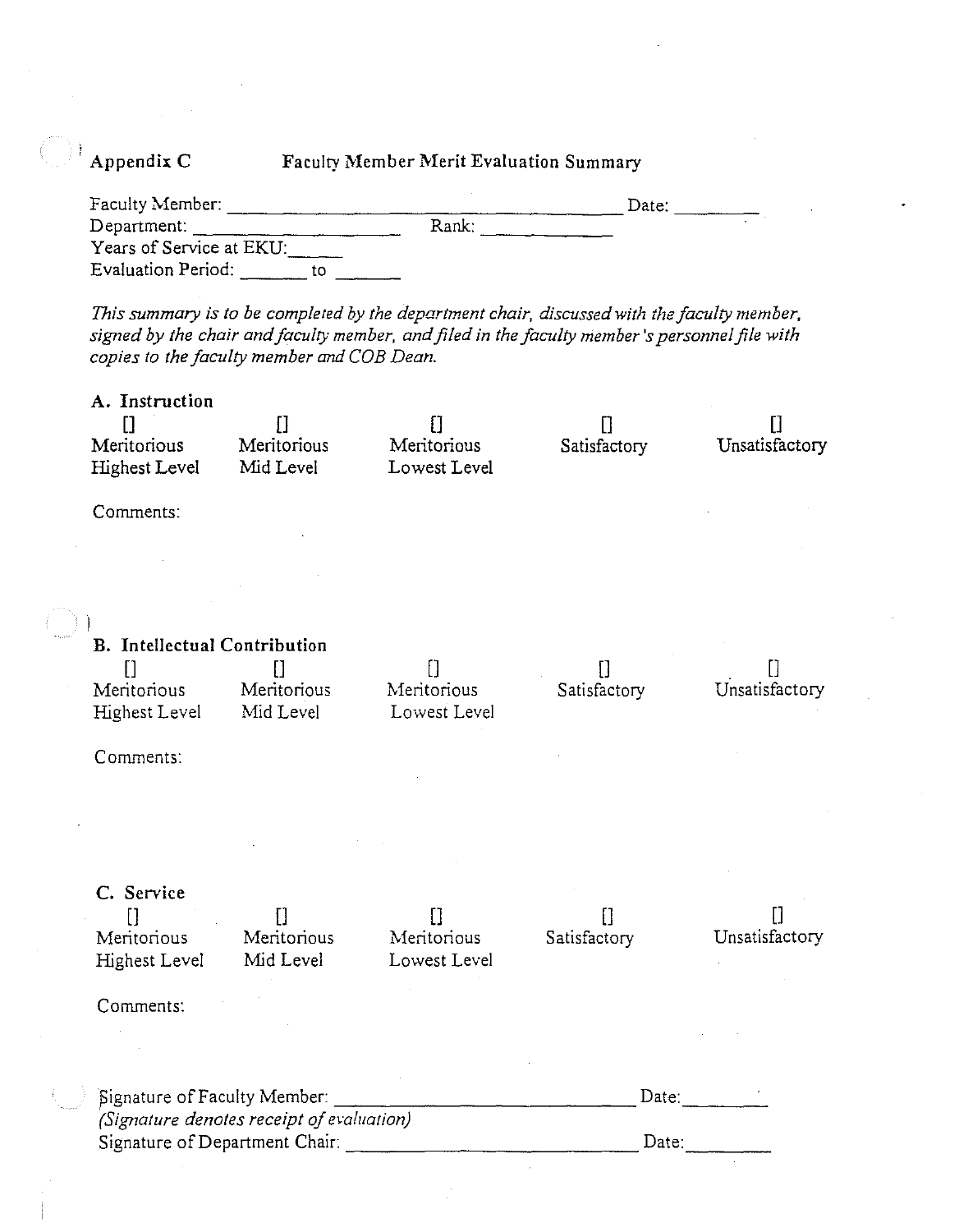## Appendix C Faculty Member Merit Evaluation Summary

Faculty Member: ______________________________ Date: ________
Department: ____________________ Rank: ____________
Years of Service at EKU: _____
Evaluation Period: _______ to _______

*This summary is to be completed by the department chair, discussed with the faculty member, signed by the chair and faculty member, and filed in the faculty member's personnel file with copies to the faculty member and COB Dean.*

### A. Instruction

| [] | [] | [] | [] | [] |
|---|---|---|---|---|
| Meritorious Highest Level | Meritorious Mid Level | Meritorious Lowest Level | Satisfactory | Unsatisfactory |

Comments:

### B. Intellectual Contribution

| [] | [] | [] | [] | [] |
|---|---|---|---|---|
| Meritorious Highest Level | Meritorious Mid Level | Meritorious Lowest Level | Satisfactory | Unsatisfactory |

Comments:

### C. Service

| [] | [] | [] | [] | [] |
|---|---|---|---|---|
| Meritorious Highest Level | Meritorious Mid Level | Meritorious Lowest Level | Satisfactory | Unsatisfactory |

Comments:

Signature of Faculty Member: ______________________________ Date: ________
*(Signature denotes receipt of evaluation)*
Signature of Department Chair: ______________________________ Date: ________